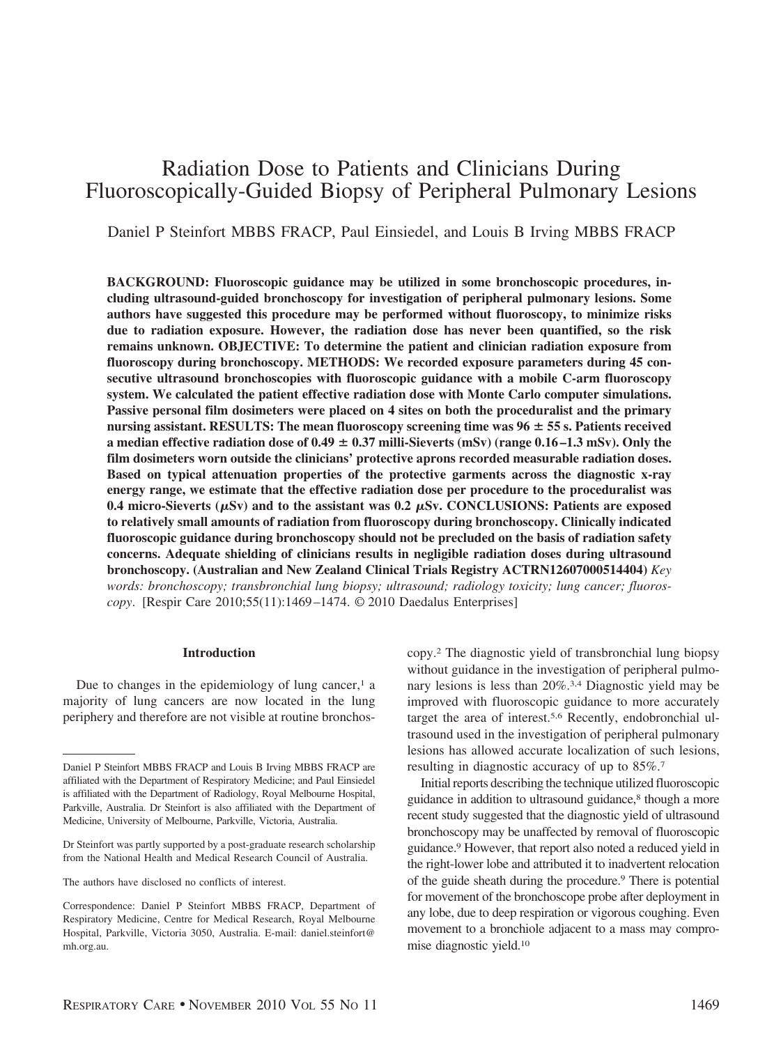# Radiation Dose to Patients and Clinicians During Fluoroscopically-Guided Biopsy of Peripheral Pulmonary Lesions

Daniel P Steinfort MBBS FRACP, Paul Einsiedel, and Louis B Irving MBBS FRACP

**BACKGROUND: Fluoroscopic guidance may be utilized in some bronchoscopic procedures, including ultrasound-guided bronchoscopy for investigation of peripheral pulmonary lesions. Some authors have suggested this procedure may be performed without fluoroscopy, to minimize risks due to radiation exposure. However, the radiation dose has never been quantified, so the risk remains unknown. OBJECTIVE: To determine the patient and clinician radiation exposure from fluoroscopy during bronchoscopy. METHODS: We recorded exposure parameters during 45 consecutive ultrasound bronchoscopies with fluoroscopic guidance with a mobile C-arm fluoroscopy system. We calculated the patient effective radiation dose with Monte Carlo computer simulations. Passive personal film dosimeters were placed on 4 sites on both the proceduralist and the primary nursing assistant. RESULTS: The mean fluoroscopy screening time was 96 ± 55 s. Patients received a median effective radiation dose of 0.49 ± 0.37 milli-Sieverts (mSv) (range 0.16–1.3 mSv). Only the film dosimeters worn outside the clinicians' protective aprons recorded measurable radiation doses. Based on typical attenuation properties of the protective garments across the diagnostic x-ray energy range, we estimate that the effective radiation dose per procedure to the proceduralist was 0.4 micro-Sieverts (μSv) and to the assistant was 0.2 μSv. CONCLUSIONS: Patients are exposed to relatively small amounts of radiation from fluoroscopy during bronchoscopy. Clinically indicated fluoroscopic guidance during bronchoscopy should not be precluded on the basis of radiation safety concerns. Adequate shielding of clinicians results in negligible radiation doses during ultrasound bronchoscopy. (Australian and New Zealand Clinical Trials Registry ACTRN12607000514404)** *Key words: bronchoscopy; transbronchial lung biopsy; ultrasound; radiology toxicity; lung cancer; fluoroscopy*. [Respir Care 2010;55(11):1469–1474. © 2010 Daedalus Enterprises]

## Introduction

Due to changes in the epidemiology of lung cancer,[1] a majority of lung cancers are now located in the lung periphery and therefore are not visible at routine bronchoscopy.[2] The diagnostic yield of transbronchial lung biopsy without guidance in the investigation of peripheral pulmonary lesions is less than 20%.[3,4] Diagnostic yield may be improved with fluoroscopic guidance to more accurately target the area of interest.[5,6] Recently, endobronchial ultrasound used in the investigation of peripheral pulmonary lesions has allowed accurate localization of such lesions, resulting in diagnostic accuracy of up to 85%.[7]

Initial reports describing the technique utilized fluoroscopic guidance in addition to ultrasound guidance,[8] though a more recent study suggested that the diagnostic yield of ultrasound bronchoscopy may be unaffected by removal of fluoroscopic guidance.[9] However, that report also noted a reduced yield in the right-lower lobe and attributed it to inadvertent relocation of the guide sheath during the procedure.[9] There is potential for movement of the bronchoscope probe after deployment in any lobe, due to deep respiration or vigorous coughing. Even movement to a bronchiole adjacent to a mass may compromise diagnostic yield.[10]

---

Daniel P Steinfort MBBS FRACP and Louis B Irving MBBS FRACP are affiliated with the Department of Respiratory Medicine; and Paul Einsiedel is affiliated with the Department of Radiology, Royal Melbourne Hospital, Parkville, Australia. Dr Steinfort is also affiliated with the Department of Medicine, University of Melbourne, Parkville, Victoria, Australia.

Dr Steinfort was partly supported by a post-graduate research scholarship from the National Health and Medical Research Council of Australia.

The authors have disclosed no conflicts of interest.

Correspondence: Daniel P Steinfort MBBS FRACP, Department of Respiratory Medicine, Centre for Medical Research, Royal Melbourne Hospital, Parkville, Victoria 3050, Australia. E-mail: daniel.steinfort@mh.org.au.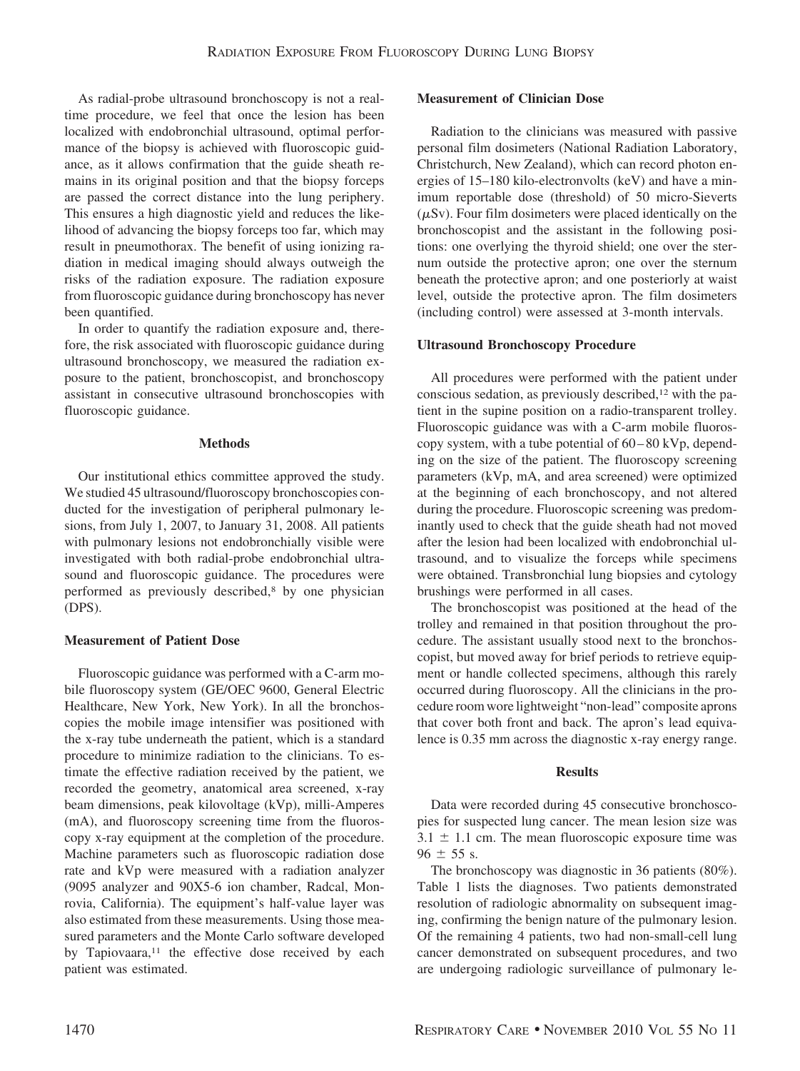As radial-probe ultrasound bronchoscopy is not a real-time procedure, we feel that once the lesion has been localized with endobronchial ultrasound, optimal performance of the biopsy is achieved with fluoroscopic guidance, as it allows confirmation that the guide sheath remains in its original position and that the biopsy forceps are passed the correct distance into the lung periphery. This ensures a high diagnostic yield and reduces the likelihood of advancing the biopsy forceps too far, which may result in pneumothorax. The benefit of using ionizing radiation in medical imaging should always outweigh the risks of the radiation exposure. The radiation exposure from fluoroscopic guidance during bronchoscopy has never been quantified.

In order to quantify the radiation exposure and, therefore, the risk associated with fluoroscopic guidance during ultrasound bronchoscopy, we measured the radiation exposure to the patient, bronchoscopist, and bronchoscopy assistant in consecutive ultrasound bronchoscopies with fluoroscopic guidance.

## Methods

Our institutional ethics committee approved the study. We studied 45 ultrasound/fluoroscopy bronchoscopies conducted for the investigation of peripheral pulmonary lesions, from July 1, 2007, to January 31, 2008. All patients with pulmonary lesions not endobronchially visible were investigated with both radial-probe endobronchial ultrasound and fluoroscopic guidance. The procedures were performed as previously described,[8] by one physician (DPS).

### Measurement of Patient Dose

Fluoroscopic guidance was performed with a C-arm mobile fluoroscopy system (GE/OEC 9600, General Electric Healthcare, New York, New York). In all the bronchoscopies the mobile image intensifier was positioned with the x-ray tube underneath the patient, which is a standard procedure to minimize radiation to the clinicians. To estimate the effective radiation received by the patient, we recorded the geometry, anatomical area screened, x-ray beam dimensions, peak kilovoltage (kVp), milli-Amperes (mA), and fluoroscopy screening time from the fluoroscopy x-ray equipment at the completion of the procedure. Machine parameters such as fluoroscopic radiation dose rate and kVp were measured with a radiation analyzer (9095 analyzer and 90X5-6 ion chamber, Radcal, Monrovia, California). The equipment's half-value layer was also estimated from these measurements. Using those measured parameters and the Monte Carlo software developed by Tapiovaara,[11] the effective dose received by each patient was estimated.

### Measurement of Clinician Dose

Radiation to the clinicians was measured with passive personal film dosimeters (National Radiation Laboratory, Christchurch, New Zealand), which can record photon energies of 15–180 kilo-electronvolts (keV) and have a minimum reportable dose (threshold) of 50 micro-Sieverts ($\mu$Sv). Four film dosimeters were placed identically on the bronchoscopist and the assistant in the following positions: one overlying the thyroid shield; one over the sternum outside the protective apron; one over the sternum beneath the protective apron; and one posteriorly at waist level, outside the protective apron. The film dosimeters (including control) were assessed at 3-month intervals.

### Ultrasound Bronchoscopy Procedure

All procedures were performed with the patient under conscious sedation, as previously described,[12] with the patient in the supine position on a radio-transparent trolley. Fluoroscopic guidance was with a C-arm mobile fluoroscopy system, with a tube potential of 60–80 kVp, depending on the size of the patient. The fluoroscopy screening parameters (kVp, mA, and area screened) were optimized at the beginning of each bronchoscopy, and not altered during the procedure. Fluoroscopic screening was predominantly used to check that the guide sheath had not moved after the lesion had been localized with endobronchial ultrasound, and to visualize the forceps while specimens were obtained. Transbronchial lung biopsies and cytology brushings were performed in all cases.

The bronchoscopist was positioned at the head of the trolley and remained in that position throughout the procedure. The assistant usually stood next to the bronchoscopist, but moved away for brief periods to retrieve equipment or handle collected specimens, although this rarely occurred during fluoroscopy. All the clinicians in the procedure room wore lightweight "non-lead" composite aprons that cover both front and back. The apron's lead equivalence is 0.35 mm across the diagnostic x-ray energy range.

## Results

Data were recorded during 45 consecutive bronchoscopies for suspected lung cancer. The mean lesion size was $3.1 \pm 1.1$ cm. The mean fluoroscopic exposure time was $96 \pm 55$ s.

The bronchoscopy was diagnostic in 36 patients (80%). Table 1 lists the diagnoses. Two patients demonstrated resolution of radiologic abnormality on subsequent imaging, confirming the benign nature of the pulmonary lesion. Of the remaining 4 patients, two had non-small-cell lung cancer demonstrated on subsequent procedures, and two are undergoing radiologic surveillance of pulmonary le-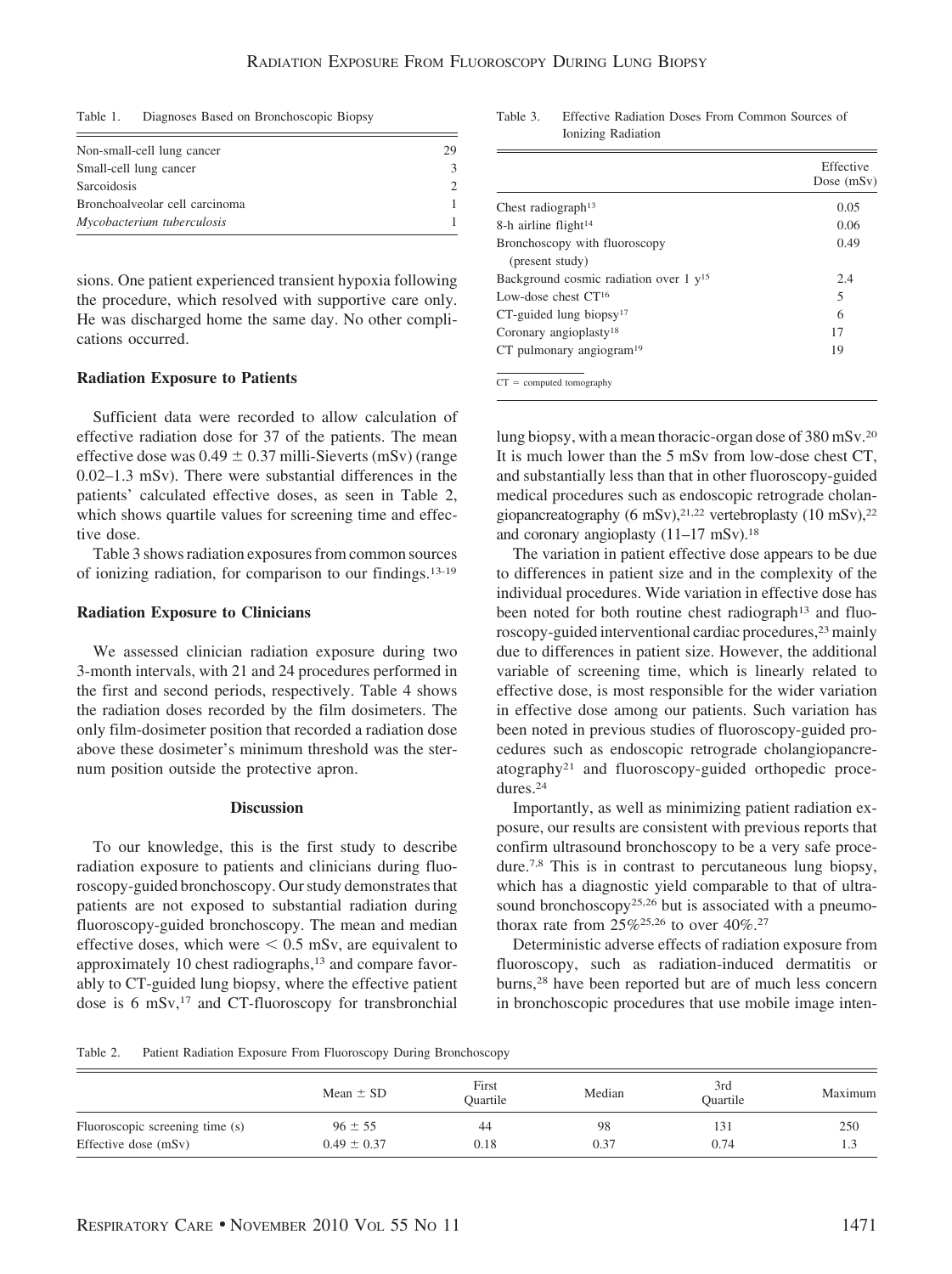Table 1. Diagnoses Based on Bronchoscopic Biopsy

| | |
|---|---|
| Non-small-cell lung cancer | 29 |
| Small-cell lung cancer | 3 |
| Sarcoidosis | 2 |
| Bronchoalveolar cell carcinoma | 1 |
| *Mycobacterium tuberculosis* | 1 |

sions. One patient experienced transient hypoxia following the procedure, which resolved with supportive care only. He was discharged home the same day. No other complications occurred.

### Radiation Exposure to Patients

Sufficient data were recorded to allow calculation of effective radiation dose for 37 of the patients. The mean effective dose was $0.49 \pm 0.37$ milli-Sieverts (mSv) (range 0.02–1.3 mSv). There were substantial differences in the patients' calculated effective doses, as seen in Table 2, which shows quartile values for screening time and effective dose.

Table 3 shows radiation exposures from common sources of ionizing radiation, for comparison to our findings.[13-19]

### Radiation Exposure to Clinicians

We assessed clinician radiation exposure during two 3-month intervals, with 21 and 24 procedures performed in the first and second periods, respectively. Table 4 shows the radiation doses recorded by the film dosimeters. The only film-dosimeter position that recorded a radiation dose above these dosimeter's minimum threshold was the sternum position outside the protective apron.

## Discussion

To our knowledge, this is the first study to describe radiation exposure to patients and clinicians during fluoroscopy-guided bronchoscopy. Our study demonstrates that patients are not exposed to substantial radiation during fluoroscopy-guided bronchoscopy. The mean and median effective doses, which were $< 0.5$ mSv, are equivalent to approximately 10 chest radiographs,[13] and compare favorably to CT-guided lung biopsy, where the effective patient dose is 6 mSv,[17] and CT-fluoroscopy for transbronchial

Table 3. Effective Radiation Doses From Common Sources of Ionizing Radiation

| | Effective Dose (mSv) |
|---|---|
| Chest radiograph[13] | 0.05 |
| 8-h airline flight[14] | 0.06 |
| Bronchoscopy with fluoroscopy (present study) | 0.49 |
| Background cosmic radiation over 1 y[15] | 2.4 |
| Low-dose chest CT[16] | 5 |
| CT-guided lung biopsy[17] | 6 |
| Coronary angioplasty[18] | 17 |
| CT pulmonary angiogram[19] | 19 |

CT = computed tomography

lung biopsy, with a mean thoracic-organ dose of 380 mSv.[20] It is much lower than the 5 mSv from low-dose chest CT, and substantially less than that in other fluoroscopy-guided medical procedures such as endoscopic retrograde cholangiopancreatography (6 mSv),[21,22] vertebroplasty (10 mSv),[22] and coronary angioplasty (11–17 mSv).[18]

The variation in patient effective dose appears to be due to differences in patient size and in the complexity of the individual procedures. Wide variation in effective dose has been noted for both routine chest radiograph[13] and fluoroscopy-guided interventional cardiac procedures,[23] mainly due to differences in patient size. However, the additional variable of screening time, which is linearly related to effective dose, is most responsible for the wider variation in effective dose among our patients. Such variation has been noted in previous studies of fluoroscopy-guided procedures such as endoscopic retrograde cholangiopancreatography[21] and fluoroscopy-guided orthopedic procedures.[24]

Importantly, as well as minimizing patient radiation exposure, our results are consistent with previous reports that confirm ultrasound bronchoscopy to be a very safe procedure.[7,8] This is in contrast to percutaneous lung biopsy, which has a diagnostic yield comparable to that of ultrasound bronchoscopy[25,26] but is associated with a pneumothorax rate from 25%[25,26] to over 40%.[27]

Deterministic adverse effects of radiation exposure from fluoroscopy, such as radiation-induced dermatitis or burns,[28] have been reported but are of much less concern in bronchoscopic procedures that use mobile image inten-

Table 2. Patient Radiation Exposure From Fluoroscopy During Bronchoscopy

| | Mean ± SD | First Quartile | Median | 3rd Quartile | Maximum |
|---|---|---|---|---|---|
| Fluoroscopic screening time (s) | 96 ± 55 | 44 | 98 | 131 | 250 |
| Effective dose (mSv) | 0.49 ± 0.37 | 0.18 | 0.37 | 0.74 | 1.3 |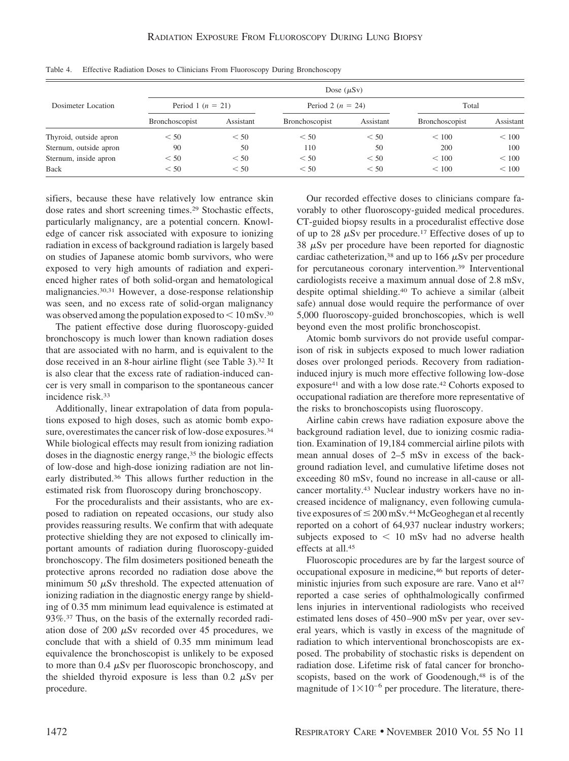Table 4. Effective Radiation Doses to Clinicians From Fluoroscopy During Bronchoscopy

| Dosimeter Location | Dose (μSv) | | | | | |
|---|---|---|---|---|---|---|
| | Period 1 ($n$ = 21) | | Period 2 ($n$ = 24) | | Total | |
| | Bronchoscopist | Assistant | Bronchoscopist | Assistant | Bronchoscopist | Assistant |
| Thyroid, outside apron | < 50 | < 50 | < 50 | < 50 | < 100 | < 100 |
| Sternum, outside apron | 90 | 50 | 110 | 50 | 200 | 100 |
| Sternum, inside apron | < 50 | < 50 | < 50 | < 50 | < 100 | < 100 |
| Back | < 50 | < 50 | < 50 | < 50 | < 100 | < 100 |

sifiers, because these have relatively low entrance skin dose rates and short screening times.[29] Stochastic effects, particularly malignancy, are a potential concern. Knowledge of cancer risk associated with exposure to ionizing radiation in excess of background radiation is largely based on studies of Japanese atomic bomb survivors, who were exposed to very high amounts of radiation and experienced higher rates of both solid-organ and hematological malignancies.[30,31] However, a dose-response relationship was seen, and no excess rate of solid-organ malignancy was observed among the population exposed to < 10 mSv.[30]

The patient effective dose during fluoroscopy-guided bronchoscopy is much lower than known radiation doses that are associated with no harm, and is equivalent to the dose received in an 8-hour airline flight (see Table 3).[32] It is also clear that the excess rate of radiation-induced cancer is very small in comparison to the spontaneous cancer incidence risk.[33]

Additionally, linear extrapolation of data from populations exposed to high doses, such as atomic bomb exposure, overestimates the cancer risk of low-dose exposures.[34] While biological effects may result from ionizing radiation doses in the diagnostic energy range,[35] the biologic effects of low-dose and high-dose ionizing radiation are not linearly distributed.[36] This allows further reduction in the estimated risk from fluoroscopy during bronchoscopy.

For the proceduralists and their assistants, who are exposed to radiation on repeated occasions, our study also provides reassuring results. We confirm that with adequate protective shielding they are not exposed to clinically important amounts of radiation during fluoroscopy-guided bronchoscopy. The film dosimeters positioned beneath the protective aprons recorded no radiation dose above the minimum 50 μSv threshold. The expected attenuation of ionizing radiation in the diagnostic energy range by shielding of 0.35 mm minimum lead equivalence is estimated at 93%.[37] Thus, on the basis of the externally recorded radiation dose of 200 μSv recorded over 45 procedures, we conclude that with a shield of 0.35 mm minimum lead equivalence the bronchoscopist is unlikely to be exposed to more than 0.4 μSv per fluoroscopic bronchoscopy, and the shielded thyroid exposure is less than 0.2 μSv per procedure.

Our recorded effective doses to clinicians compare favorably to other fluoroscopy-guided medical procedures. CT-guided biopsy results in a proceduralist effective dose of up to 28 μSv per procedure.[17] Effective doses of up to 38 μSv per procedure have been reported for diagnostic cardiac catheterization,[38] and up to 166 μSv per procedure for percutaneous coronary intervention.[39] Interventional cardiologists receive a maximum annual dose of 2.8 mSv, despite optimal shielding.[40] To achieve a similar (albeit safe) annual dose would require the performance of over 5,000 fluoroscopy-guided bronchoscopies, which is well beyond even the most prolific bronchoscopist.

Atomic bomb survivors do not provide useful comparison of risk in subjects exposed to much lower radiation doses over prolonged periods. Recovery from radiation-induced injury is much more effective following low-dose exposure[41] and with a low dose rate.[42] Cohorts exposed to occupational radiation are therefore more representative of the risks to bronchoscopists using fluoroscopy.

Airline cabin crews have radiation exposure above the background radiation level, due to ionizing cosmic radiation. Examination of 19,184 commercial airline pilots with mean annual doses of 2–5 mSv in excess of the background radiation level, and cumulative lifetime doses not exceeding 80 mSv, found no increase in all-cause or all-cancer mortality.[43] Nuclear industry workers have no increased incidence of malignancy, even following cumulative exposures of ≤ 200 mSv.[44] McGeoghegan et al recently reported on a cohort of 64,937 nuclear industry workers; subjects exposed to < 10 mSv had no adverse health effects at all.[45]

Fluoroscopic procedures are by far the largest source of occupational exposure in medicine,[46] but reports of deterministic injuries from such exposure are rare. Vano et al[47] reported a case series of ophthalmologically confirmed lens injuries in interventional radiologists who received estimated lens doses of 450–900 mSv per year, over several years, which is vastly in excess of the magnitude of radiation to which interventional bronchoscopists are exposed. The probability of stochastic risks is dependent on radiation dose. Lifetime risk of fatal cancer for bronchoscopists, based on the work of Goodenough,[48] is of the magnitude of $1 \times 10^{-6}$ per procedure. The literature, there-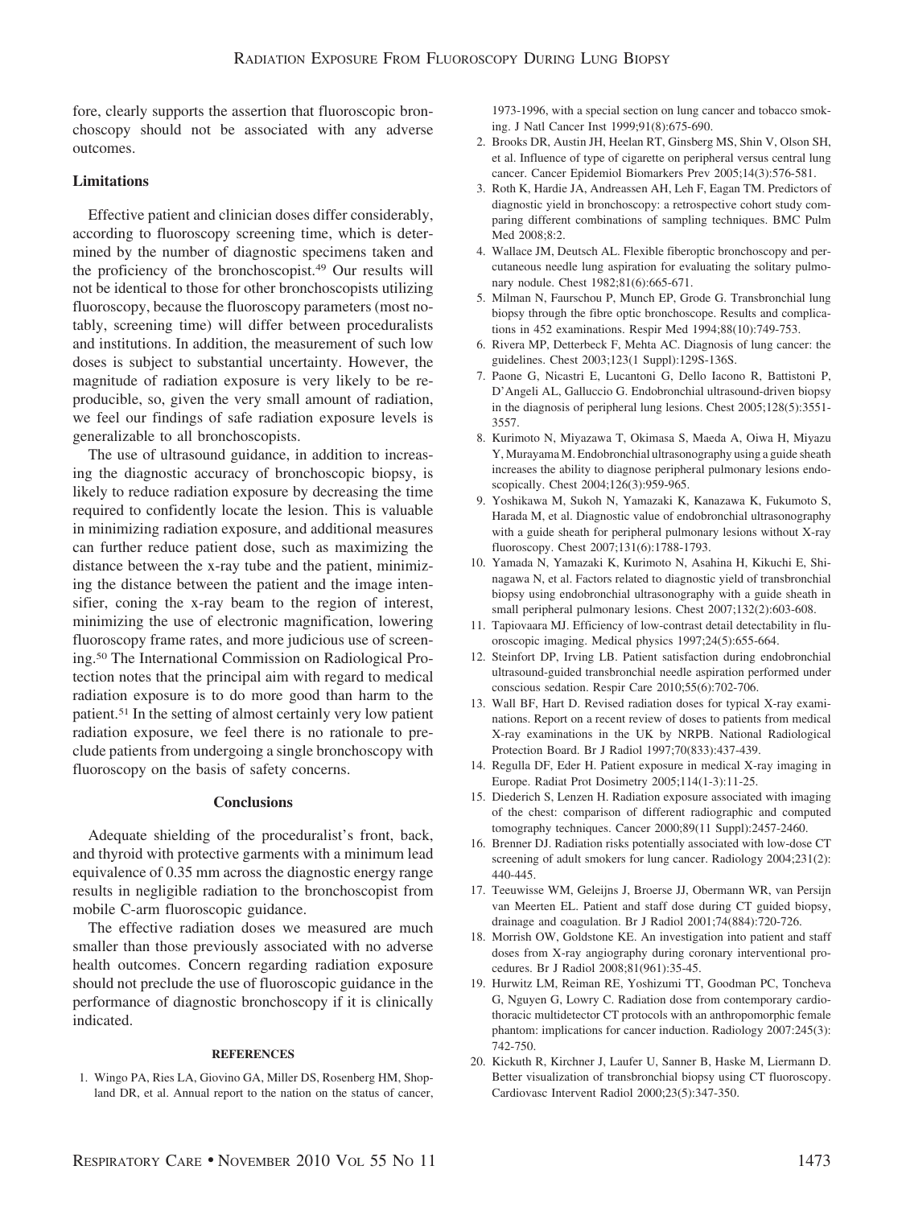fore, clearly supports the assertion that fluoroscopic bronchoscopy should not be associated with any adverse outcomes.

### Limitations

Effective patient and clinician doses differ considerably, according to fluoroscopy screening time, which is determined by the number of diagnostic specimens taken and the proficiency of the bronchoscopist.[49] Our results will not be identical to those for other bronchoscopists utilizing fluoroscopy, because the fluoroscopy parameters (most notably, screening time) will differ between proceduralists and institutions. In addition, the measurement of such low doses is subject to substantial uncertainty. However, the magnitude of radiation exposure is very likely to be reproducible, so, given the very small amount of radiation, we feel our findings of safe radiation exposure levels is generalizable to all bronchoscopists.

The use of ultrasound guidance, in addition to increasing the diagnostic accuracy of bronchoscopic biopsy, is likely to reduce radiation exposure by decreasing the time required to confidently locate the lesion. This is valuable in minimizing radiation exposure, and additional measures can further reduce patient dose, such as maximizing the distance between the x-ray tube and the patient, minimizing the distance between the patient and the image intensifier, coning the x-ray beam to the region of interest, minimizing the use of electronic magnification, lowering fluoroscopy frame rates, and more judicious use of screening.[50] The International Commission on Radiological Protection notes that the principal aim with regard to medical radiation exposure is to do more good than harm to the patient.[51] In the setting of almost certainly very low patient radiation exposure, we feel there is no rationale to preclude patients from undergoing a single bronchoscopy with fluoroscopy on the basis of safety concerns.

## Conclusions

Adequate shielding of the proceduralist's front, back, and thyroid with protective garments with a minimum lead equivalence of 0.35 mm across the diagnostic energy range results in negligible radiation to the bronchoscopist from mobile C-arm fluoroscopic guidance.

The effective radiation doses we measured are much smaller than those previously associated with no adverse health outcomes. Concern regarding radiation exposure should not preclude the use of fluoroscopic guidance in the performance of diagnostic bronchoscopy if it is clinically indicated.

## REFERENCES

1. Wingo PA, Ries LA, Giovino GA, Miller DS, Rosenberg HM, Shopland DR, et al. Annual report to the nation on the status of cancer, 1973-1996, with a special section on lung cancer and tobacco smoking. J Natl Cancer Inst 1999;91(8):675-690.
2. Brooks DR, Austin JH, Heelan RT, Ginsberg MS, Shin V, Olson SH, et al. Influence of type of cigarette on peripheral versus central lung cancer. Cancer Epidemiol Biomarkers Prev 2005;14(3):576-581.
3. Roth K, Hardie JA, Andreassen AH, Leh F, Eagan TM. Predictors of diagnostic yield in bronchoscopy: a retrospective cohort study comparing different combinations of sampling techniques. BMC Pulm Med 2008;8:2.
4. Wallace JM, Deutsch AL. Flexible fiberoptic bronchoscopy and percutaneous needle lung aspiration for evaluating the solitary pulmonary nodule. Chest 1982;81(6):665-671.
5. Milman N, Faurschou P, Munch EP, Grode G. Transbronchial lung biopsy through the fibre optic bronchoscope. Results and complications in 452 examinations. Respir Med 1994;88(10):749-753.
6. Rivera MP, Detterbeck F, Mehta AC. Diagnosis of lung cancer: the guidelines. Chest 2003;123(1 Suppl):129S-136S.
7. Paone G, Nicastri E, Lucantoni G, Dello Iacono R, Battistoni P, D'Angeli AL, Galluccio G. Endobronchial ultrasound-driven biopsy in the diagnosis of peripheral lung lesions. Chest 2005;128(5):3551-3557.
8. Kurimoto N, Miyazawa T, Okimasa S, Maeda A, Oiwa H, Miyazu Y, Murayama M. Endobronchial ultrasonography using a guide sheath increases the ability to diagnose peripheral pulmonary lesions endoscopically. Chest 2004;126(3):959-965.
9. Yoshikawa M, Sukoh N, Yamazaki K, Kanazawa K, Fukumoto S, Harada M, et al. Diagnostic value of endobronchial ultrasonography with a guide sheath for peripheral pulmonary lesions without X-ray fluoroscopy. Chest 2007;131(6):1788-1793.
10. Yamada N, Yamazaki K, Kurimoto N, Asahina H, Kikuchi E, Shinagawa N, et al. Factors related to diagnostic yield of transbronchial biopsy using endobronchial ultrasonography with a guide sheath in small peripheral pulmonary lesions. Chest 2007;132(2):603-608.
11. Tapiovaara MJ. Efficiency of low-contrast detail detectability in fluoroscopic imaging. Medical physics 1997;24(5):655-664.
12. Steinfort DP, Irving LB. Patient satisfaction during endobronchial ultrasound-guided transbronchial needle aspiration performed under conscious sedation. Respir Care 2010;55(6):702-706.
13. Wall BF, Hart D. Revised radiation doses for typical X-ray examinations. Report on a recent review of doses to patients from medical X-ray examinations in the UK by NRPB. National Radiological Protection Board. Br J Radiol 1997;70(833):437-439.
14. Regulla DF, Eder H. Patient exposure in medical X-ray imaging in Europe. Radiat Prot Dosimetry 2005;114(1-3):11-25.
15. Diederich S, Lenzen H. Radiation exposure associated with imaging of the chest: comparison of different radiographic and computed tomography techniques. Cancer 2000;89(11 Suppl):2457-2460.
16. Brenner DJ. Radiation risks potentially associated with low-dose CT screening of adult smokers for lung cancer. Radiology 2004;231(2):440-445.
17. Teeuwisse WM, Geleijns J, Broerse JJ, Obermann WR, van Persijn van Meerten EL. Patient and staff dose during CT guided biopsy, drainage and coagulation. Br J Radiol 2001;74(884):720-726.
18. Morrish OW, Goldstone KE. An investigation into patient and staff doses from X-ray angiography during coronary interventional procedures. Br J Radiol 2008;81(961):35-45.
19. Hurwitz LM, Reiman RE, Yoshizumi TT, Goodman PC, Toncheva G, Nguyen G, Lowry C. Radiation dose from contemporary cardiothoracic multidetector CT protocols with an anthropomorphic female phantom: implications for cancer induction. Radiology 2007:245(3):742-750.
20. Kickuth R, Kirchner J, Laufer U, Sanner B, Haske M, Liermann D. Better visualization of transbronchial biopsy using CT fluoroscopy. Cardiovasc Intervent Radiol 2000;23(5):347-350.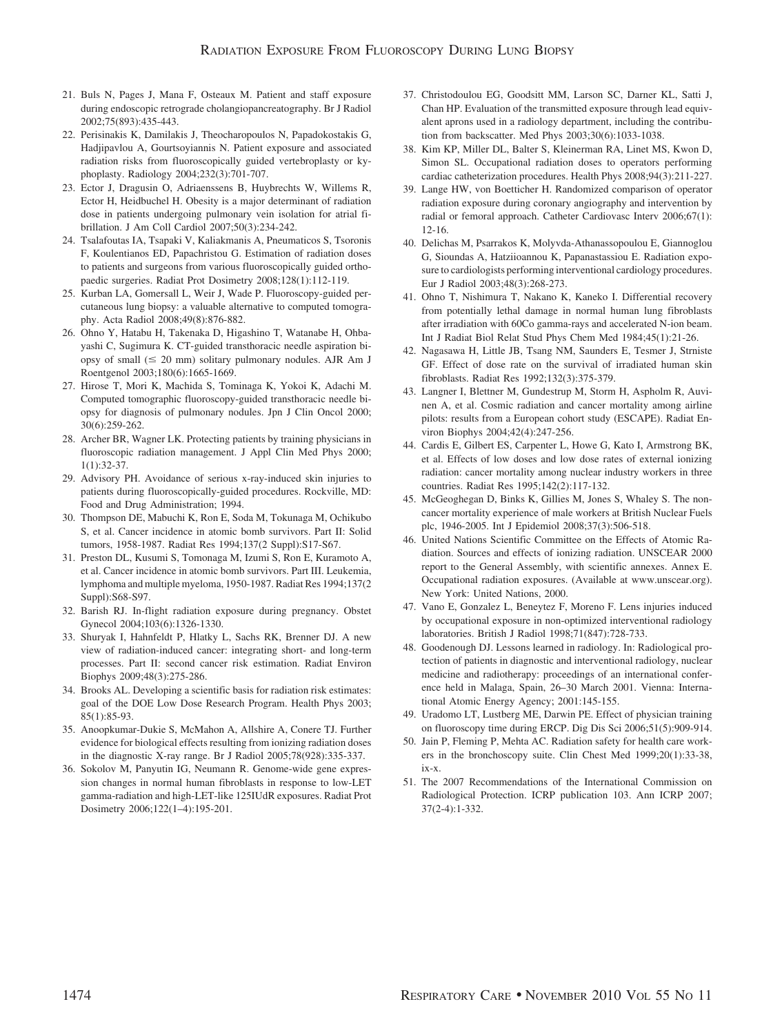21. Buls N, Pages J, Mana F, Osteaux M. Patient and staff exposure during endoscopic retrograde cholangiopancreatography. Br J Radiol 2002;75(893):435-443.
22. Perisinakis K, Damilakis J, Theocharopoulos N, Papadokostakis G, Hadjipavlou A, Gourtsoyiannis N. Patient exposure and associated radiation risks from fluoroscopically guided vertebroplasty or kyphoplasty. Radiology 2004;232(3):701-707.
23. Ector J, Dragusin O, Adriaenssens B, Huybrechts W, Willems R, Ector H, Heidbuchel H. Obesity is a major determinant of radiation dose in patients undergoing pulmonary vein isolation for atrial fibrillation. J Am Coll Cardiol 2007;50(3):234-242.
24. Tsalafoutas IA, Tsapaki V, Kaliakmanis A, Pneumaticos S, Tsoronis F, Koulentianos ED, Papachristou G. Estimation of radiation doses to patients and surgeons from various fluoroscopically guided orthopaedic surgeries. Radiat Prot Dosimetry 2008;128(1):112-119.
25. Kurban LA, Gomersall L, Weir J, Wade P. Fluoroscopy-guided percutaneous lung biopsy: a valuable alternative to computed tomography. Acta Radiol 2008;49(8):876-882.
26. Ohno Y, Hatabu H, Takenaka D, Higashino T, Watanabe H, Ohbayashi C, Sugimura K. CT-guided transthoracic needle aspiration biopsy of small (≤ 20 mm) solitary pulmonary nodules. AJR Am J Roentgenol 2003;180(6):1665-1669.
27. Hirose T, Mori K, Machida S, Tominaga K, Yokoi K, Adachi M. Computed tomographic fluoroscopy-guided transthoracic needle biopsy for diagnosis of pulmonary nodules. Jpn J Clin Oncol 2000; 30(6):259-262.
28. Archer BR, Wagner LK. Protecting patients by training physicians in fluoroscopic radiation management. J Appl Clin Med Phys 2000; 1(1):32-37.
29. Advisory PH. Avoidance of serious x-ray-induced skin injuries to patients during fluoroscopically-guided procedures. Rockville, MD: Food and Drug Administration; 1994.
30. Thompson DE, Mabuchi K, Ron E, Soda M, Tokunaga M, Ochikubo S, et al. Cancer incidence in atomic bomb survivors. Part II: Solid tumors, 1958-1987. Radiat Res 1994;137(2 Suppl):S17-S67.
31. Preston DL, Kusumi S, Tomonaga M, Izumi S, Ron E, Kuramoto A, et al. Cancer incidence in atomic bomb survivors. Part III. Leukemia, lymphoma and multiple myeloma, 1950-1987. Radiat Res 1994;137(2 Suppl):S68-S97.
32. Barish RJ. In-flight radiation exposure during pregnancy. Obstet Gynecol 2004;103(6):1326-1330.
33. Shuryak I, Hahnfeldt P, Hlatky L, Sachs RK, Brenner DJ. A new view of radiation-induced cancer: integrating short- and long-term processes. Part II: second cancer risk estimation. Radiat Environ Biophys 2009;48(3):275-286.
34. Brooks AL. Developing a scientific basis for radiation risk estimates: goal of the DOE Low Dose Research Program. Health Phys 2003; 85(1):85-93.
35. Anoopkumar-Dukie S, McMahon A, Allshire A, Conere TJ. Further evidence for biological effects resulting from ionizing radiation doses in the diagnostic X-ray range. Br J Radiol 2005;78(928):335-337.
36. Sokolov M, Panyutin IG, Neumann R. Genome-wide gene expression changes in normal human fibroblasts in response to low-LET gamma-radiation and high-LET-like 125IUdR exposures. Radiat Prot Dosimetry 2006;122(1–4):195-201.
37. Christodoulou EG, Goodsitt MM, Larson SC, Darner KL, Satti J, Chan HP. Evaluation of the transmitted exposure through lead equivalent aprons used in a radiology department, including the contribution from backscatter. Med Phys 2003;30(6):1033-1038.
38. Kim KP, Miller DL, Balter S, Kleinerman RA, Linet MS, Kwon D, Simon SL. Occupational radiation doses to operators performing cardiac catheterization procedures. Health Phys 2008;94(3):211-227.
39. Lange HW, von Boetticher H. Randomized comparison of operator radiation exposure during coronary angiography and intervention by radial or femoral approach. Catheter Cardiovasc Interv 2006;67(1): 12-16.
40. Delichas M, Psarrakos K, Molyvda-Athanassopoulou E, Giannoglou G, Sioundas A, Hatziioannou K, Papanastassiou E. Radiation exposure to cardiologists performing interventional cardiology procedures. Eur J Radiol 2003;48(3):268-273.
41. Ohno T, Nishimura T, Nakano K, Kaneko I. Differential recovery from potentially lethal damage in normal human lung fibroblasts after irradiation with 60Co gamma-rays and accelerated N-ion beam. Int J Radiat Biol Relat Stud Phys Chem Med 1984;45(1):21-26.
42. Nagasawa H, Little JB, Tsang NM, Saunders E, Tesmer J, Strniste GF. Effect of dose rate on the survival of irradiated human skin fibroblasts. Radiat Res 1992;132(3):375-379.
43. Langner I, Blettner M, Gundestrup M, Storm H, Aspholm R, Auvinen A, et al. Cosmic radiation and cancer mortality among airline pilots: results from a European cohort study (ESCAPE). Radiat Environ Biophys 2004;42(4):247-256.
44. Cardis E, Gilbert ES, Carpenter L, Howe G, Kato I, Armstrong BK, et al. Effects of low doses and low dose rates of external ionizing radiation: cancer mortality among nuclear industry workers in three countries. Radiat Res 1995;142(2):117-132.
45. McGeoghegan D, Binks K, Gillies M, Jones S, Whaley S. The non-cancer mortality experience of male workers at British Nuclear Fuels plc, 1946-2005. Int J Epidemiol 2008;37(3):506-518.
46. United Nations Scientific Committee on the Effects of Atomic Radiation. Sources and effects of ionizing radiation. UNSCEAR 2000 report to the General Assembly, with scientific annexes. Annex E. Occupational radiation exposures. (Available at www.unscear.org). New York: United Nations, 2000.
47. Vano E, Gonzalez L, Beneytez F, Moreno F. Lens injuries induced by occupational exposure in non-optimized interventional radiology laboratories. British J Radiol 1998;71(847):728-733.
48. Goodenough DJ. Lessons learned in radiology. In: Radiological protection of patients in diagnostic and interventional radiology, nuclear medicine and radiotherapy: proceedings of an international conference held in Malaga, Spain, 26–30 March 2001. Vienna: International Atomic Energy Agency; 2001:145-155.
49. Uradomo LT, Lustberg ME, Darwin PE. Effect of physician training on fluoroscopy time during ERCP. Dig Dis Sci 2006;51(5):909-914.
50. Jain P, Fleming P, Mehta AC. Radiation safety for health care workers in the bronchoscopy suite. Clin Chest Med 1999;20(1):33-38, ix-x.
51. The 2007 Recommendations of the International Commission on Radiological Protection. ICRP publication 103. Ann ICRP 2007; 37(2-4):1-332.